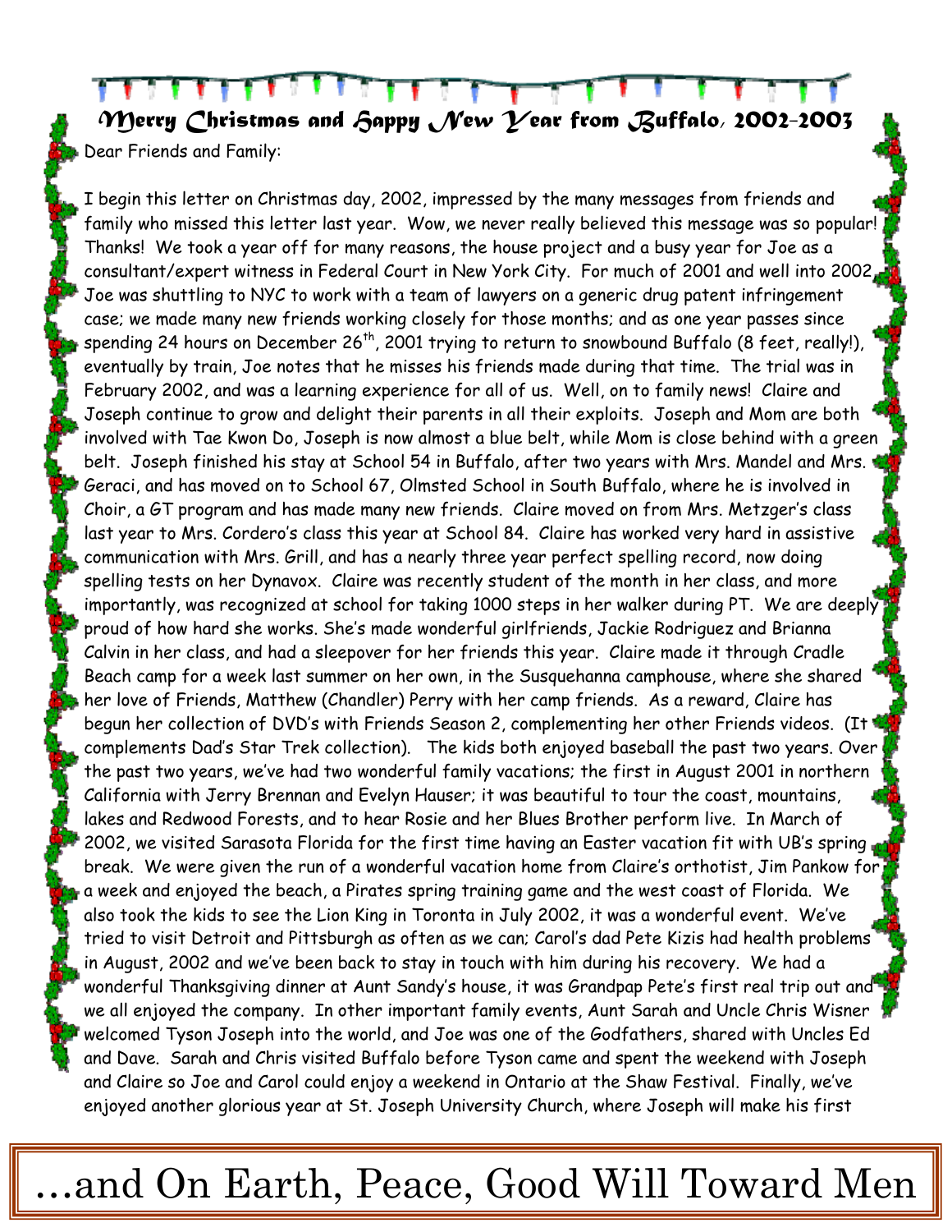# Merry Christmas and Happy New Year from Buffalo, 2002-2003

Dear Friends and Family:

I begin this letter on Christmas day, 2002, impressed by the many messages from friends and family who missed this letter last year. Wow, we never really believed this message was so popular! Thanks! We took a year off for many reasons, the house project and a busy year for Joe as a consultant/expert witness in Federal Court in New York City. For much of 2001 and well into 2002, Joe was shuttling to NYC to work with a team of lawyers on a generic drug patent infringement case; we made many new friends working closely for those months; and as one year passes since spending 24 hours on December 26th, 2001 trying to return to snowbound Buffalo (8 feet, really!), eventually by train, Joe notes that he misses his friends made during that time. The trial was in February 2002, and was a learning experience for all of us. Well, on to family news! Claire and Joseph continue to grow and delight their parents in all their exploits. Joseph and Mom are both involved with Tae Kwon Do, Joseph is now almost a blue belt, while Mom is close behind with a green belt. Joseph finished his stay at School 54 in Buffalo, after two years with Mrs. Mandel and Mrs. Geraci, and has moved on to School 67, Olmsted School in South Buffalo, where he is involved in Choir, a GT program and has made many new friends. Claire moved on from Mrs. Metzger's class last year to Mrs. Cordero's class this year at School 84. Claire has worked very hard in assistive communication with Mrs. Grill, and has a nearly three year perfect spelling record, now doing spelling tests on her Dynavox. Claire was recently student of the month in her class, and more importantly, was recognized at school for taking 1000 steps in her walker during PT. We are deeply proud of how hard she works. She's made wonderful girlfriends, Jackie Rodriguez and Brianna Calvin in her class, and had a sleepover for her friends this year. Claire made it through Cradle Beach camp for a week last summer on her own, in the Susquehanna camphouse, where she shared her love of Friends, Matthew (Chandler) Perry with her camp friends. As a reward, Claire has begun her collection of DVD's with Friends Season 2, complementing her other Friends videos. (It complements Dad's Star Trek collection). The kids both enjoyed baseball the past two years. Over the past two years, we've had two wonderful family vacations; the first in August 2001 in northern California with Jerry Brennan and Evelyn Hauser; it was beautiful to tour the coast, mountains, lakes and Redwood Forests, and to hear Rosie and her Blues Brother perform live. In March of 2002, we visited Sarasota Florida for the first time having an Easter vacation fit with UB's spring break. We were given the run of a wonderful vacation home from Claire's orthotist, Jim Pankow for a week and enjoyed the beach, a Pirates spring training game and the west coast of Florida. We also took the kids to see the Lion King in Toronto in July 2002, it was a wonderful event. We've tried to visit Detroit and Pittsburgh as often as we can; Carol's dad Pete Kizis had health problems in August, 2002 and we've been back to stay in touch with him during his recovery. We had a wonderful Thanksgiving dinner at Aunt Sandy's house, it was Grandpap Pete's first real trip out and we all enjoyed the company. In other important family events, Aunt Sarah and Uncle Chris Wisner welcomed Tyson Joseph into the world, and Joe was one of the Godfathers, shared with Uncles Ed and Dave. Sarah and Chris visited Buffalo before Tyson came and spent the weekend with Joseph and Claire so Joe and Carol could enjoy a weekend in Ontario at the Shaw Festival. Finally, we've enjoyed another glorious year at St. Joseph University Church, where Joseph will make his first

…and On Earth, Peace, Good Will Toward Men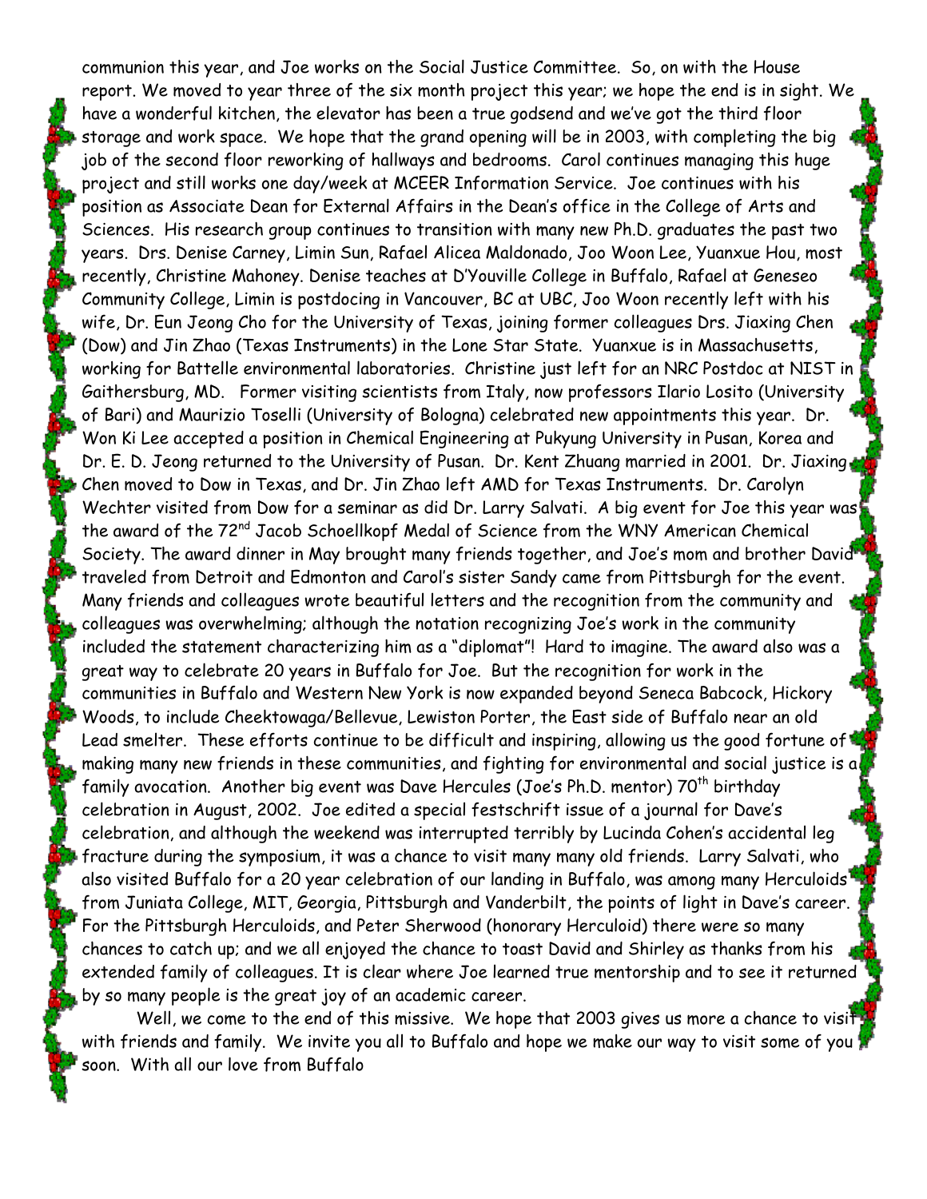communion this year, and Joe works on the Social Justice Committee. So, on with the House report. We moved to year three of the six month project this year; we hope the end is in sight. We have a wonderful kitchen, the elevator has been a true godsend and we've got the third floor storage and work space. We hope that the grand opening will be in 2003, with completing the big job of the second floor reworking of hallways and bedrooms. Carol continues managing this huge project and still works one day/week at MCEER Information Service. Joe continues with his position as Associate Dean for External Affairs in the Dean's office in the College of Arts and Sciences. His research group continues to transition with many new Ph.D. graduates the past two years. Drs. Denise Carney, Limin Sun, Rafael Alicea Maldonado, Joo Woon Lee, Yuanxue Hou, most recently, Christine Mahoney. Denise teaches at D'Youville College in Buffalo, Rafael at Geneseo Community College, Limin is postdocing in Vancouver, BC at UBC, Joo Woon recently left with his wife, Dr. Eun Jeong Cho for the University of Texas, joining former colleagues Drs. Jiaxing Chen (Dow) and Jin Zhao (Texas Instruments) in the Lone Star State. Yuanxue is in Massachusetts, working for Battelle environmental laboratories. Christine just left for an NRC Postdoc at NIST in Gaithersburg, MD. Former visiting scientists from Italy, now professors Ilario Losito (University of Bari) and Maurizio Toselli (University of Bologna) celebrated new appointments this year. Dr. Won Ki Lee accepted a position in Chemical Engineering at Pukyung University in Pusan, Korea and Dr. E. D. Jeong returned to the University of Pusan. Dr. Kent Zhuang married in 2001. Dr. Jiaxing Chen moved to Dow in Texas, and Dr. Jin Zhao left AMD for Texas Instruments. Dr. Carolyn Wechter visited from Dow for a seminar as did Dr. Larry Salvati. A big event for Joe this year was the award of the 72nd Jacob Schoellkopf Medal of Science from the WNY American Chemical Society. The award dinner in May brought many friends together, and Joe's mom and brother David traveled from Detroit and Edmonton and Carol's sister Sandy came from Pittsburgh for the event. Many friends and colleagues wrote beautiful letters and the recognition from the community and colleagues was overwhelming; although the notation recognizing Joe's work in the community included the statement characterizing him as a "diplomat"! Hard to imagine. The award also was a great way to celebrate 20 years in Buffalo for Joe. But the recognition for work in the communities in Buffalo and Western New York is now expanded beyond Seneca Babcock, Hickory Woods, to include Cheektowaga/Bellevue, Lewiston Porter, the East side of Buffalo near an old Lead smelter. These efforts continue to be difficult and inspiring, allowing us the good fortune of making many new friends in these communities, and fighting for environmental and social justice is a family avocation. Another big event was Dave Hercules (Joe's Ph.D. mentor) 70th birthday celebration in August, 2002. Joe edited a special festschrift issue of a journal for Dave's celebration, and although the weekend was interrupted terribly by Lucinda Cohen's accidental leg fracture during the symposium, it was a chance to visit many many old friends. Larry Salvati, who also visited Buffalo for a 20 year celebration of our landing in Buffalo, was among many Herculoids from Juniata College, MIT, Georgia, Pittsburgh and Vanderbilt, the points of light in Dave's career. For the Pittsburgh Herculoids, and Peter Sherwood (honorary Herculoid) there were so many chances to catch up; and we all enjoyed the chance to toast David and Shirley as thanks from his extended family of colleagues. It is clear where Joe learned true mentorship and to see it returned by so many people is the great joy of an academic career.

Well, we come to the end of this missive. We hope that 2003 gives us more a chance to visit with friends and family. We invite you all to Buffalo and hope we make our way to visit some of you soon. With all our love from Buffalo